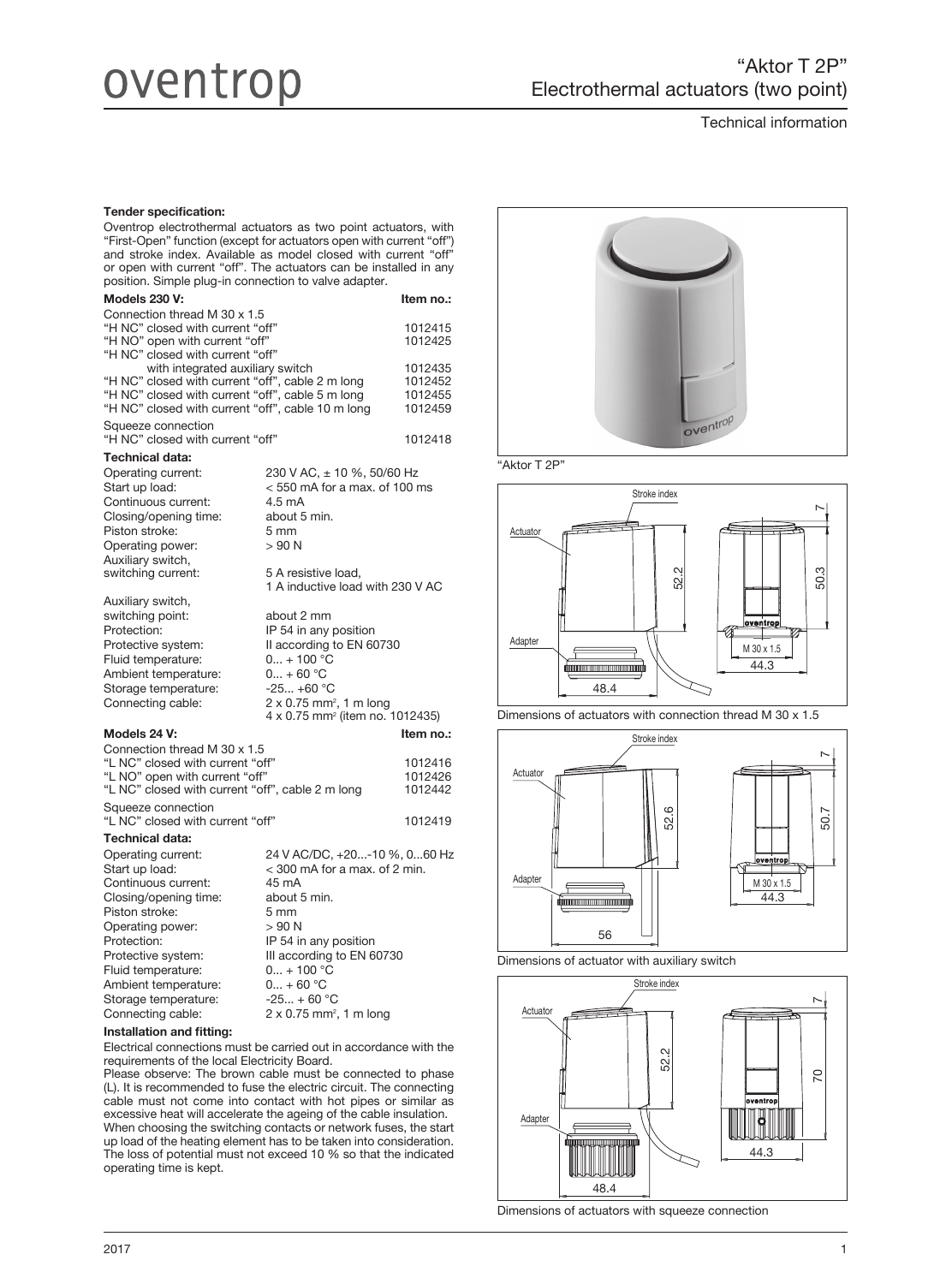# oventrop

## "Aktor T 2P"
## Electrothermal actuators (two point)

Technical information

**Tender specification:**

Oventrop electrothermal actuators as two point actuators, with "First-Open" function (except for actuators open with current "off") and stroke index. Available as model closed with current "off" or open with current "off". The actuators can be installed in any position. Simple plug-in connection to valve adapter.

| **Models 230 V:** | **Item no.:** |
|---|---|
| Connection thread M 30 x 1.5 | |
| "H NC" closed with current "off" | 1012415 |
| "H NO" open with current "off" | 1012425 |
| "H NC" closed with current "off" with integrated auxiliary switch | 1012435 |
| "H NC" closed with current "off", cable 2 m long | 1012452 |
| "H NC" closed with current "off", cable 5 m long | 1012455 |
| "H NC" closed with current "off", cable 10 m long | 1012459 |
| Squeeze connection | |
| "H NC" closed with current "off" | 1012418 |

**Technical data:**

| | |
|---|---|
| Operating current: | 230 V AC, ± 10 %, 50/60 Hz |
| Start up load: | < 550 mA for a max. of 100 ms |
| Continuous current: | 4.5 mA |
| Closing/opening time: | about 5 min. |
| Piston stroke: | 5 mm |
| Operating power: | > 90 N |
| Auxiliary switch, switching current: | 5 A resistive load, 1 A inductive load with 230 V AC |
| Auxiliary switch, switching point: | about 2 mm |
| Protection: | IP 54 in any position |
| Protective system: | II according to EN 60730 |
| Fluid temperature: | 0... + 100 °C |
| Ambient temperature: | 0... + 60 °C |
| Storage temperature: | -25... +60 °C |
| Connecting cable: | 2 x 0.75 mm², 1 m long; 4 x 0.75 mm² (item no. 1012435) |

| **Models 24 V:** | **Item no.:** |
|---|---|
| Connection thread M 30 x 1.5 | |
| "L NC" closed with current "off" | 1012416 |
| "L NO" open with current "off" | 1012426 |
| "L NC" closed with current "off", cable 2 m long | 1012442 |
| Squeeze connection | |
| "L NC" closed with current "off" | 1012419 |

**Technical data:**

| | |
|---|---|
| Operating current: | 24 V AC/DC, +20...-10 %, 0...60 Hz |
| Start up load: | < 300 mA for a max. of 2 min. |
| Continuous current: | 45 mA |
| Closing/opening time: | about 5 min. |
| Piston stroke: | 5 mm |
| Operating power: | > 90 N |
| Protection: | IP 54 in any position |
| Protective system: | III according to EN 60730 |
| Fluid temperature: | 0... + 100 °C |
| Ambient temperature: | 0... + 60 °C |
| Storage temperature: | -25... + 60 °C |
| Connecting cable: | 2 x 0.75 mm², 1 m long |

**Installation and fitting:**

Electrical connections must be carried out in accordance with the requirements of the local Electricity Board.

Please observe: The brown cable must be connected to phase (L). It is recommended to fuse the electric circuit. The connecting cable must not come into contact with hot pipes or similar as excessive heat will accelerate the ageing of the cable insulation. When choosing the switching contacts or network fuses, the start up load of the heating element has to be taken into consideration. The loss of potential must not exceed 10 % so that the indicated operating time is kept.

"Aktor T 2P"

Dimensions of actuators with connection thread M 30 x 1.5

Dimensions of actuator with auxiliary switch

Dimensions of actuators with squeeze connection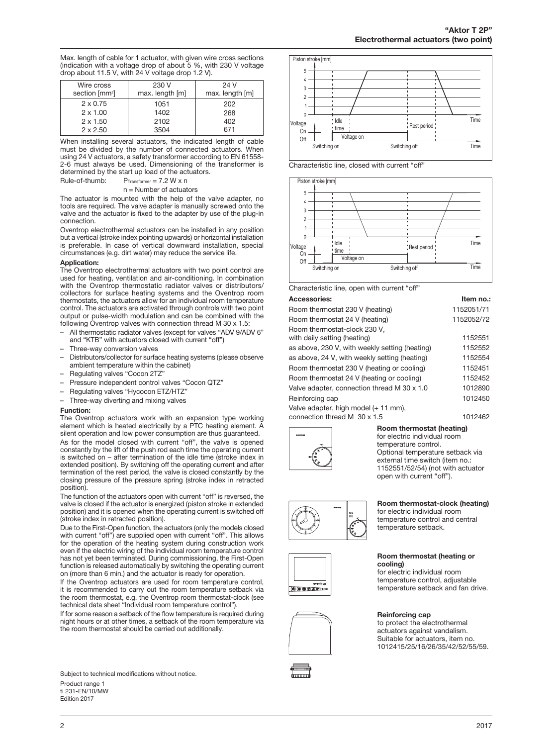# "Aktor T 2P"
## Electrothermal actuators (two point)

Max. length of cable for 1 actuator, with given wire cross sections (indication with a voltage drop of about 5 %, with 230 V voltage drop about 11.5 V, with 24 V voltage drop 1.2 V).

| Wire cross section [mm²] | 230 V max. length [m] | 24 V max. length [m] |
|---|---|---|
| 2 x 0.75 | 1051 | 202 |
| 2 x 1.00 | 1402 | 268 |
| 2 x 1.50 | 2102 | 402 |
| 2 x 2.50 | 3504 | 671 |

When installing several actuators, the indicated length of cable must be divided by the number of connected actuators. When using 24 V actuators, a safety transformer according to EN 61558-2-6 must always be used. Dimensioning of the transformer is determined by the start up load of the actuators.

Rule-of-thumb: $P_{Transformer} = 7.2\ W \times n$

n = Number of actuators

The actuator is mounted with the help of the valve adapter, no tools are required. The valve adapter is manually screwed onto the valve and the actuator is fixed to the adapter by use of the plug-in connection.

Oventrop electrothermal actuators can be installed in any position but a vertical (stroke index pointing upwards) or horizontal installation is preferable. In case of vertical downward installation, special circumstances (e.g. dirt water) may reduce the service life.

**Application:**

The Oventrop electrothermal actuators with two point control are used for heating, ventilation and air-conditioning. In combination with the Oventrop thermostatic radiator valves or distributors/collectors for surface heating systems and the Oventrop room thermostats, the actuators allow for an individual room temperature control. The actuators are activated through controls with two point output or pulse-width modulation and can be combined with the following Oventrop valves with connection thread M 30 x 1.5:

- All thermostatic radiator valves (except for valves "ADV 9/ADV 6" and "KTB" with actuators closed with current "off")
- Three-way conversion valves
- Distributors/collector for surface heating systems (please observe ambient temperature within the cabinet)
- Regulating valves "Cocon 2TZ"
- Pressure independent control valves "Cocon QTZ"
- Regulating valves "Hycocon ETZ/HTZ"
- Three-way diverting and mixing valves

**Function:**

The Oventrop actuators work with an expansion type working element which is heated electrically by a PTC heating element. A silent operation and low power consumption are thus guaranteed.

As for the model closed with current "off", the valve is opened constantly by the lift of the push rod each time the operating current is switched on – after termination of the idle time (stroke index in extended position). By switching off the operating current and after termination of the rest period, the valve is closed constantly by the closing pressure of the pressure spring (stroke index in retracted position).

The function of the actuators open with current "off" is reversed, the valve is closed if the actuator is energized (piston stroke in extended position) and it is opened when the operating current is switched off (stroke index in retracted position).

Due to the First-Open function, the actuators (only the models closed with current "off") are supplied open with current "off". This allows for the operation of the heating system during construction work even if the electric wiring of the individual room temperature control has not yet been terminated. During commissioning, the First-Open function is released automatically by switching the operating current on (more than 6 min.) and the actuator is ready for operation.

If the Oventrop actuators are used for room temperature control, it is recommended to carry out the room temperature setback via the room thermostat, e.g. the Oventrop room thermostat-clock (see technical data sheet "Individual room temperature control").

If for some reason a setback of the flow temperature is required during night hours or at other times, a setback of the room temperature via the room thermostat should be carried out additionally.

Subject to technical modifications without notice.

Product range 1
ti 231-EN/10/MW
Edition 2017

Piston stroke [mm]
5
4
3
2
1
0
Voltage
On
Off
Idle time
Voltage on
Rest period
Time
Switching on
Switching off
Time

Characteristic line, closed with current "off"

Piston stroke [mm]
5
4
3
2
1
0
Voltage
On
Off
Idle time
Voltage on
Rest period
Time
Switching on
Switching off
Time

Characteristic line, open with current "off"

| Accessories: | Item no.: |
|---|---|
| Room thermostat 230 V (heating) | 1152051/71 |
| Room thermostat 24 V (heating) | 1152052/72 |
| Room thermostat-clock 230 V, with daily setting (heating) | 1152551 |
| as above, 230 V, with weekly setting (heating) | 1152552 |
| as above, 24 V, with weekly setting (heating) | 1152554 |
| Room thermostat 230 V (heating or cooling) | 1152451 |
| Room thermostat 24 V (heating or cooling) | 1152452 |
| Valve adapter, connection thread M 30 x 1.0 | 1012890 |
| Reinforcing cap | 1012450 |
| Valve adapter, high model (+ 11 mm), connection thread M 30 x 1.5 | 1012462 |

**Room thermostat (heating)**
for electric individual room temperature control.
Optional temperature setback via external time switch (item no.: 1152551/52/54) (not with actuator open with current "off").

**Room thermostat-clock (heating)**
for electric individual room temperature control and central temperature setback.

**Room thermostat (heating or cooling)**
for electric individual room temperature control, adjustable temperature setback and fan drive.

**Reinforcing cap**
to protect the electrothermal actuators against vandalism. Suitable for actuators, item no. 1012415/25/16/26/35/42/52/55/59.